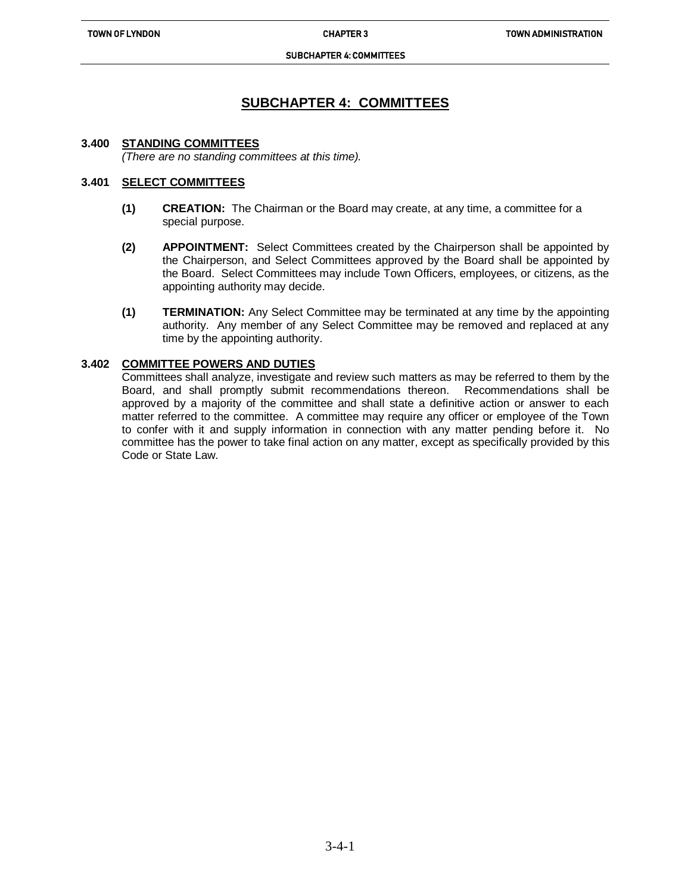# SUBCHAPTER 4: COMMITTEES

## 3.400 STANDING COMMITTEES

*(There are no standing committees at this time).*

## 3.401 SELECT COMMITTEES

**(1) CREATION:** The Chairman or the Board may create, at any time, a committee for a special purpose.

**(2) APPOINTMENT:** Select Committees created by the Chairperson shall be appointed by the Chairperson, and Select Committees approved by the Board shall be appointed by the Board. Select Committees may include Town Officers, employees, or citizens, as the appointing authority may decide.

**(1) TERMINATION:** Any Select Committee may be terminated at any time by the appointing authority. Any member of any Select Committee may be removed and replaced at any time by the appointing authority.

## 3.402 COMMITTEE POWERS AND DUTIES

Committees shall analyze, investigate and review such matters as may be referred to them by the Board, and shall promptly submit recommendations thereon. Recommendations shall be approved by a majority of the committee and shall state a definitive action or answer to each matter referred to the committee. A committee may require any officer or employee of the Town to confer with it and supply information in connection with any matter pending before it. No committee has the power to take final action on any matter, except as specifically provided by this Code or State Law.